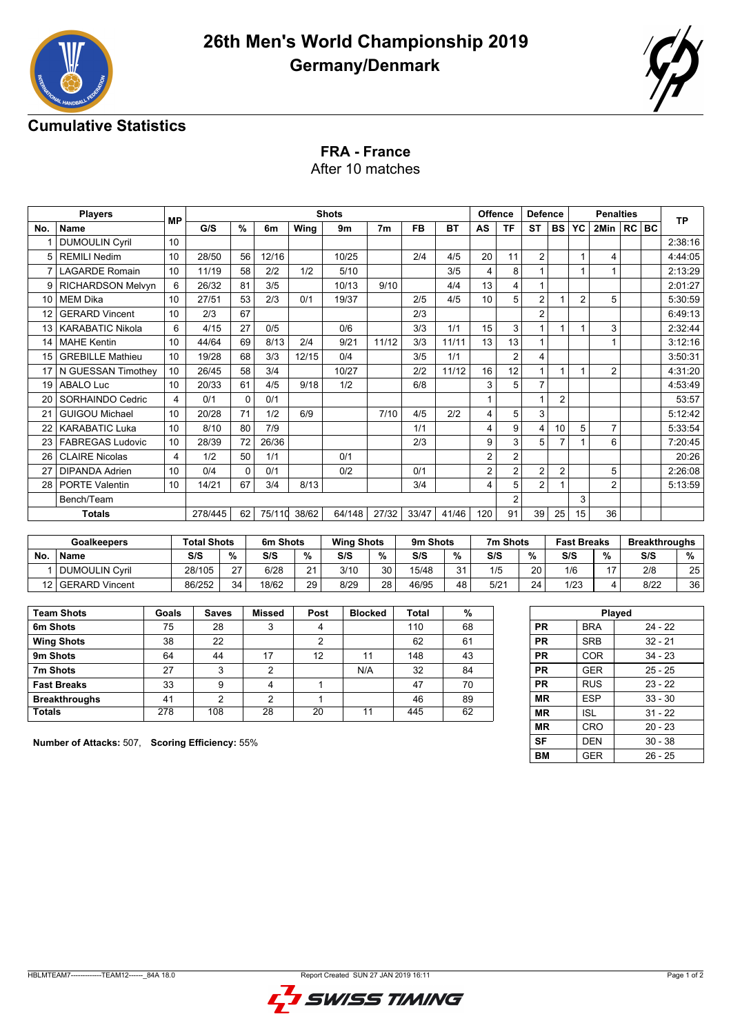# 26th Men's World Championship 2019

## Germany/Denmark

## Cumulative Statistics

### FRA - France

After 10 matches

| Players | | MP | Shots | | | | | | | | Offence | | Defence | | Penalties | | | | TP |
|---|---|---|---|---|---|---|---|---|---|---|---|---|---|---|---|---|---|---|---|
| No. | Name | | G/S | % | 6m | Wing | 9m | 7m | FB | BT | AS | TF | ST | BS | YC | 2Min | RC | BC | |
| 1 | DUMOULIN Cyril | 10 | | | | | | | | | | | | | | | | | 2:38:16 |
| 5 | REMILI Nedim | 10 | 28/50 | 56 | 12/16 | | 10/25 | | 2/4 | 4/5 | 20 | 11 | 2 | | 1 | 4 | | | 4:44:05 |
| 7 | LAGARDE Romain | 10 | 11/19 | 58 | 2/2 | 1/2 | 5/10 | | | 3/5 | 4 | 8 | 1 | | 1 | 1 | | | 2:13:29 |
| 9 | RICHARDSON Melvyn | 6 | 26/32 | 81 | 3/5 | | 10/13 | 9/10 | | 4/4 | 13 | 4 | 1 | | | | | | 2:01:27 |
| 10 | MEM Dika | 10 | 27/51 | 53 | 2/3 | 0/1 | 19/37 | | 2/5 | 4/5 | 10 | 5 | 2 | 1 | 2 | 5 | | | 5:30:59 |
| 12 | GERARD Vincent | 10 | 2/3 | 67 | | | | | 2/3 | | | | 2 | | | | | | 6:49:13 |
| 13 | KARABATIC Nikola | 6 | 4/15 | 27 | 0/5 | | 0/6 | | 3/3 | 1/1 | 15 | 3 | 1 | 1 | 1 | 3 | | | 2:32:44 |
| 14 | MAHE Kentin | 10 | 44/64 | 69 | 8/13 | 2/4 | 9/21 | 11/12 | 3/3 | 11/11 | 13 | 13 | 1 | | | 1 | | | 3:12:16 |
| 15 | GREBILLE Mathieu | 10 | 19/28 | 68 | 3/3 | 12/15 | 0/4 | | 3/5 | 1/1 | | 2 | 4 | | | | | | 3:50:31 |
| 17 | N GUESSAN Timothey | 10 | 26/45 | 58 | 3/4 | | 10/27 | | 2/2 | 11/12 | 16 | 12 | 1 | 1 | 1 | 2 | | | 4:31:20 |
| 19 | ABALO Luc | 10 | 20/33 | 61 | 4/5 | 9/18 | 1/2 | | 6/8 | | 3 | 5 | 7 | | | | | | 4:53:49 |
| 20 | SORHAINDO Cedric | 4 | 0/1 | 0 | 0/1 | | | | | | 1 | | 1 | 2 | | | | | 53:57 |
| 21 | GUIGOU Michael | 10 | 20/28 | 71 | 1/2 | 6/9 | | 7/10 | 4/5 | 2/2 | 4 | 5 | 3 | | | | | | 5:12:42 |
| 22 | KARABATIC Luka | 10 | 8/10 | 80 | 7/9 | | | | 1/1 | | 4 | 9 | 4 | 10 | 5 | 7 | | | 5:33:54 |
| 23 | FABREGAS Ludovic | 10 | 28/39 | 72 | 26/36 | | | | 2/3 | | 9 | 3 | 5 | 7 | 1 | 6 | | | 7:20:45 |
| 26 | CLAIRE Nicolas | 4 | 1/2 | 50 | 1/1 | | 0/1 | | | | 2 | 2 | | | | | | | 20:26 |
| 27 | DIPANDA Adrien | 10 | 0/4 | 0 | 0/1 | | 0/2 | | 0/1 | | 2 | 2 | 2 | 2 | | 5 | | | 2:26:08 |
| 28 | PORTE Valentin | 10 | 14/21 | 67 | 3/4 | 8/13 | | | 3/4 | | 4 | 5 | 2 | 1 | | 2 | | | 5:13:59 |
| | Bench/Team | | | | | | | | | | | 2 | | | 3 | | | | |
| Totals | | | 278/445 | 62 | 75/110 | 38/62 | 64/148 | 27/32 | 33/47 | 41/46 | 120 | 91 | 39 | 25 | 15 | 36 | | | |

| Goalkeepers | | Total Shots | | 6m Shots | | Wing Shots | | 9m Shots | | 7m Shots | | Fast Breaks | | Breakthroughs | |
|---|---|---|---|---|---|---|---|---|---|---|---|---|---|---|---|
| No. | Name | S/S | % | S/S | % | S/S | % | S/S | % | S/S | % | S/S | % | S/S | % |
| 1 | DUMOULIN Cyril | 28/105 | 27 | 6/28 | 21 | 3/10 | 30 | 15/48 | 31 | 1/5 | 20 | 1/6 | 17 | 2/8 | 25 |
| 12 | GERARD Vincent | 86/252 | 34 | 18/62 | 29 | 8/29 | 28 | 46/95 | 48 | 5/21 | 24 | 1/23 | 4 | 8/22 | 36 |

| Team Shots | Goals | Saves | Missed | Post | Blocked | Total | % |
|---|---|---|---|---|---|---|---|
| 6m Shots | 75 | 28 | 3 | 4 | | 110 | 68 |
| Wing Shots | 38 | 22 | | 2 | | 62 | 61 |
| 9m Shots | 64 | 44 | 17 | 12 | 11 | 148 | 43 |
| 7m Shots | 27 | 3 | 2 | | N/A | 32 | 84 |
| Fast Breaks | 33 | 9 | 4 | 1 | | 47 | 70 |
| Breakthroughs | 41 | 2 | 2 | 1 | | 46 | 89 |
| Totals | 278 | 108 | 28 | 20 | 11 | 445 | 62 |

| Played | | |
|---|---|---|
| PR | BRA | 24 - 22 |
| PR | SRB | 32 - 21 |
| PR | COR | 34 - 23 |
| PR | GER | 25 - 25 |
| PR | RUS | 23 - 22 |
| MR | ESP | 33 - 30 |
| MR | ISL | 31 - 22 |
| MR | CRO | 20 - 23 |
| SF | DEN | 30 - 38 |
| BM | GER | 26 - 25 |

**Number of Attacks:** 507, **Scoring Efficiency:** 55%

HBLMTEAM7-------------TEAM12------_84A 18.0 Report Created SUN 27 JAN 2019 16:11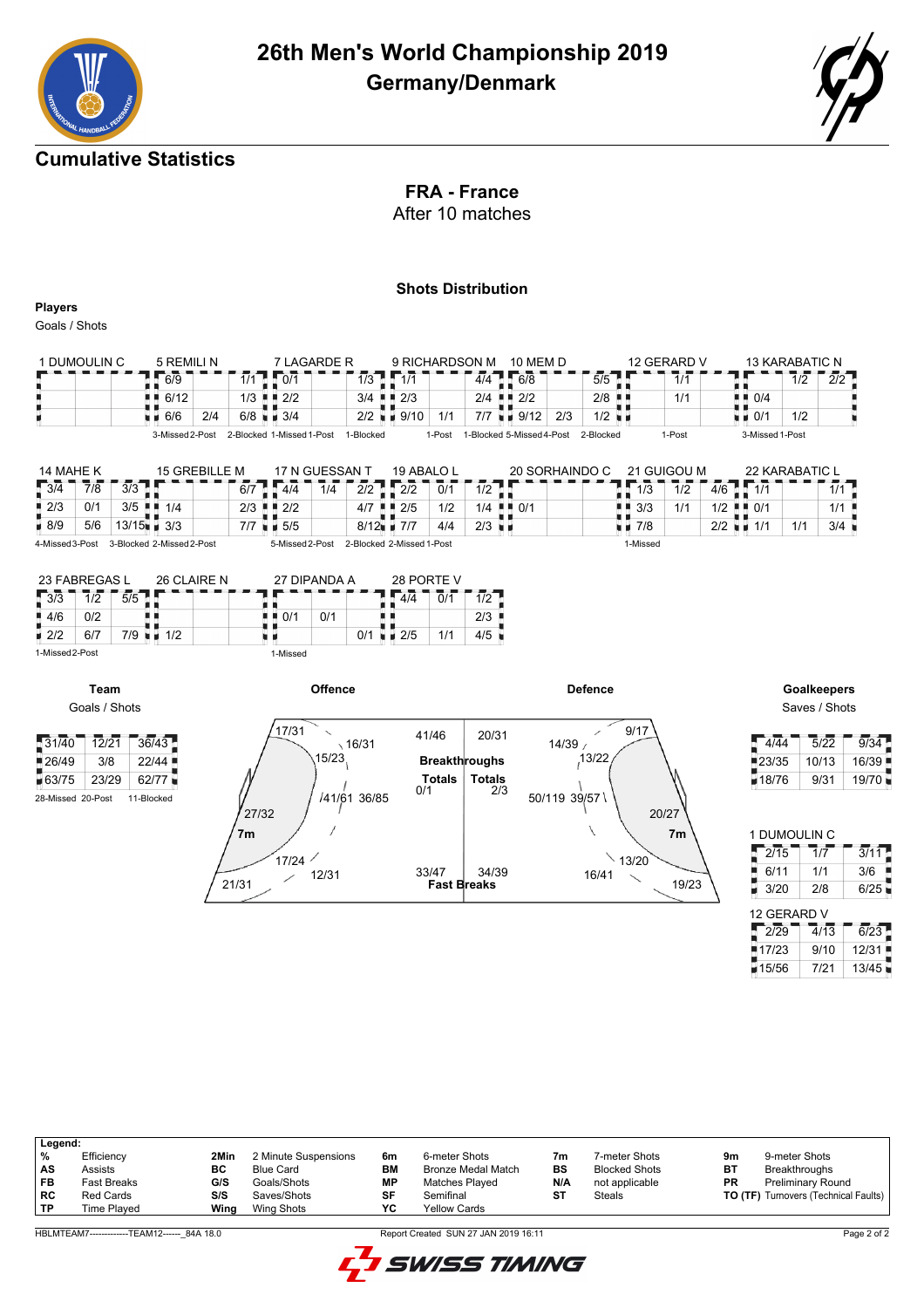# 26th Men's World Championship 2019

## Germany/Denmark

## Cumulative Statistics

**FRA - France**

After 10 matches

### Shots Distribution

**Players**

Goals / Shots

1 DUMOULIN C

| | | |
|---|---|---|
| | | |
| | | |
| | | |

5 REMILI N

| | | |
|---|---|---|
| 6/9 | | 1/1 |
| 6/12 | | 1/3 |
| 6/6 | 2/4 | 6/8 |

3-Missed 2-Post

7 LAGARDE R

| | | |
|---|---|---|
| 0/1 | | 1/3 |
| 2/2 | | 3/4 |
| 3/4 | | 2/2 |

2-Blocked 1-Missed 1-Post

9 RICHARDSON M

| | | |
|---|---|---|
| 1/1 | | 4/4 |
| 2/3 | | 2/4 |
| 9/10 | 1/1 | 7/7 |

1-Blocked 1-Post

10 MEM D

| | | |
|---|---|---|
| 6/8 | | 5/5 |
| 2/2 | | 2/8 |
| 9/12 | 2/3 | 1/2 |

1-Blocked 5-Missed 4-Post

12 GERARD V

| | | |
|---|---|---|
| | 1/1 | |
| | 1/1 | |
| | | |

2-Blocked 1-Post

13 KARABATIC N

| | | |
|---|---|---|
| | 1/2 | 2/2 |
| 0/4 | | |
| 0/1 | 1/2 | |

3-Missed 1-Post

14 MAHE K

| | | |
|---|---|---|
| 3/4 | 7/8 | 3/3 |
| 2/3 | 0/1 | 3/5 |
| 8/9 | 5/6 | 13/15 |

4-Missed 3-Post

15 GREBILLE M

| | | |
|---|---|---|
| | | 6/7 |
| 1/4 | | 2/3 |
| 3/3 | | 7/7 |

3-Blocked 2-Missed 2-Post

17 N GUESSAN T

| | | |
|---|---|---|
| 4/4 | 1/4 | 2/2 |
| 2/2 | | 4/7 |
| 5/5 | | 8/12 |

5-Missed 2-Post

19 ABALO L

| | | |
|---|---|---|
| 2/2 | 0/1 | 1/2 |
| 2/5 | 1/2 | 1/4 |
| 7/7 | 4/4 | 2/3 |

2-Blocked 2-Missed 1-Post

20 SORHAINDO C

| | | |
|---|---|---|
| | | |
| 0/1 | | |
| | | |

21 GUIGOU M

| | | |
|---|---|---|
| 1/3 | 1/2 | 4/6 |
| 3/3 | 1/1 | 1/2 |
| 7/8 | | 2/2 |

1-Missed

22 KARABATIC L

| | | |
|---|---|---|
| 1/1 | | 1/1 |
| 0/1 | | 1/1 |
| 1/1 | 1/1 | 3/4 |

23 FABREGAS L

| | | |
|---|---|---|
| 3/3 | 1/2 | 5/5 |
| 4/6 | 0/2 | |
| 2/2 | 6/7 | 7/9 |

1-Missed 2-Post

26 CLAIRE N

| | | |
|---|---|---|
| | | |
| | | |
| 1/2 | | |

27 DIPANDA A

| | | |
|---|---|---|
| | | |
| 0/1 | 0/1 | |
| | | 0/1 |

1-Missed

28 PORTE V

| | | |
|---|---|---|
| 4/4 | 0/1 | 1/2 |
| | | 2/3 |
| 2/5 | 1/1 | 4/5 |

**Team**

Goals / Shots

| | | |
|---|---|---|
| 31/40 | 12/21 | 36/43 |
| 26/49 | 3/8 | 22/44 |
| 63/75 | 23/29 | 62/77 |

28-Missed 20-Post 11-Blocked

**Offence**

17/31
16/31
15/23
27/32
7m
141/61 36/85
17/24
12/31
21/31

41/46
20/31
Breakthroughs
Totals 0/1
Totals 2/3
33/47
34/39
Fast Breaks

**Defence**

9/17
14/39
13/22
50/119 39/57
20/27
7m
13/20
16/41
19/23

**Goalkeepers**

Saves / Shots

| | | |
|---|---|---|
| 4/44 | 5/22 | 9/34 |
| 23/35 | 10/13 | 16/39 |
| 18/76 | 9/31 | 19/70 |

1 DUMOULIN C

| | | |
|---|---|---|
| 2/15 | 1/7 | 3/11 |
| 6/11 | 1/1 | 3/6 |
| 3/20 | 2/8 | 6/25 |

12 GERARD V

| | | |
|---|---|---|
| 2/29 | 4/13 | 6/23 |
| 17/23 | 9/10 | 12/31 |
| 15/56 | 7/21 | 13/45 |

**Legend:**

| | | | | | | | | | |
|---|---|---|---|---|---|---|---|---|---|
| % | Efficiency | 2Min | 2 Minute Suspensions | 6m | 6-meter Shots | 7m | 7-meter Shots | 9m | 9-meter Shots |
| AS | Assists | BC | Blue Card | BM | Bronze Medal Match | BS | Blocked Shots | BT | Breakthroughs |
| FB | Fast Breaks | G/S | Goals/Shots | MP | Matches Played | N/A | not applicable | PR | Preliminary Round |
| RC | Red Cards | S/S | Saves/Shots | SF | Semifinal | ST | Steals | TO (TF) | Turnovers (Technical Faults) |
| TP | Time Played | Wing | Wing Shots | YC | Yellow Cards | | | | |

HBLMTEAM7-------------TEAM12------_84A 18.0 Report Created SUN 27 JAN 2019 16:11